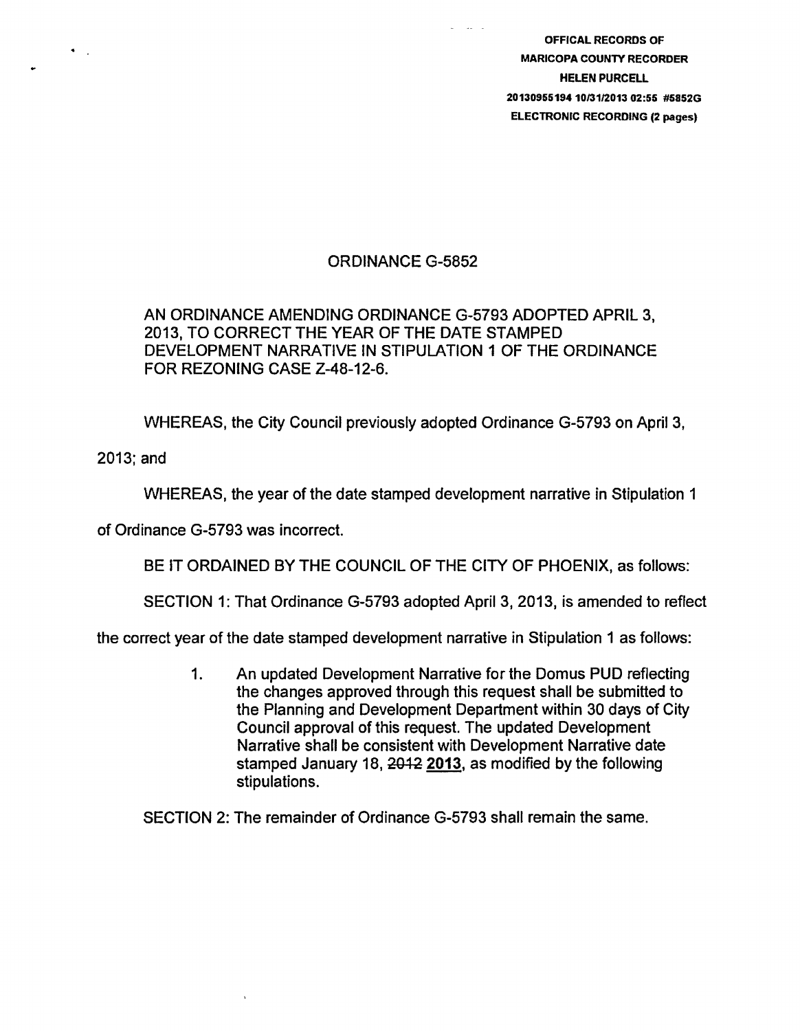OFFICAL RECORDS OF
MARICOPA COUNTY RECORDER
HELEN PURCELL
20130955194 10/31/2013 02:55 #5852G
ELECTRONIC RECORDING (2 pages)

# ORDINANCE G-5852

AN ORDINANCE AMENDING ORDINANCE G-5793 ADOPTED APRIL 3, 2013, TO CORRECT THE YEAR OF THE DATE STAMPED DEVELOPMENT NARRATIVE IN STIPULATION 1 OF THE ORDINANCE FOR REZONING CASE Z-48-12-6.

WHEREAS, the City Council previously adopted Ordinance G-5793 on April 3, 2013; and

WHEREAS, the year of the date stamped development narrative in Stipulation 1 of Ordinance G-5793 was incorrect.

BE IT ORDAINED BY THE COUNCIL OF THE CITY OF PHOENIX, as follows:

SECTION 1: That Ordinance G-5793 adopted April 3, 2013, is amended to reflect the correct year of the date stamped development narrative in Stipulation 1 as follows:

1. An updated Development Narrative for the Domus PUD reflecting the changes approved through this request shall be submitted to the Planning and Development Department within 30 days of City Council approval of this request. The updated Development Narrative shall be consistent with Development Narrative date stamped January 18, ~~2012~~ **2013**, as modified by the following stipulations.

SECTION 2: The remainder of Ordinance G-5793 shall remain the same.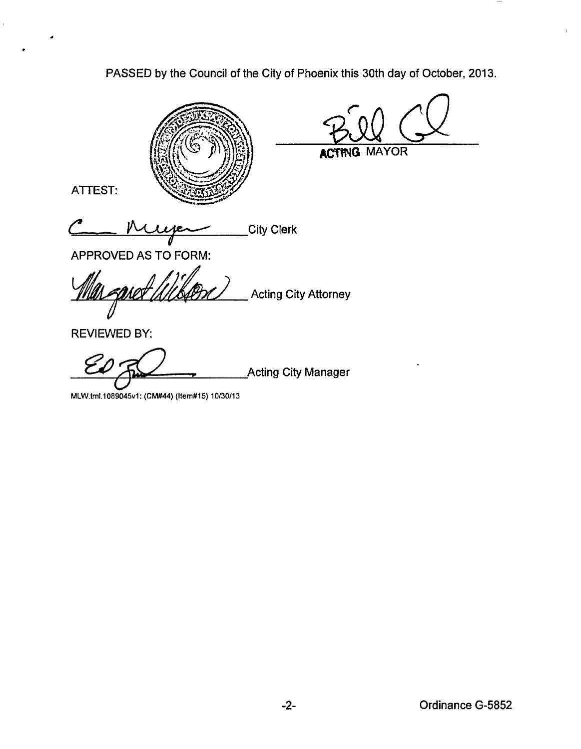PASSED by the Council of the City of Phoenix this 30th day of October, 2013.

ACTING MAYOR

ATTEST:

City Clerk

APPROVED AS TO FORM:

Acting City Attorney

REVIEWED BY:

Acting City Manager

MLW.tml.1089045v1: (CM#44) (Item#15) 10/30/13

Ordinance G-5852